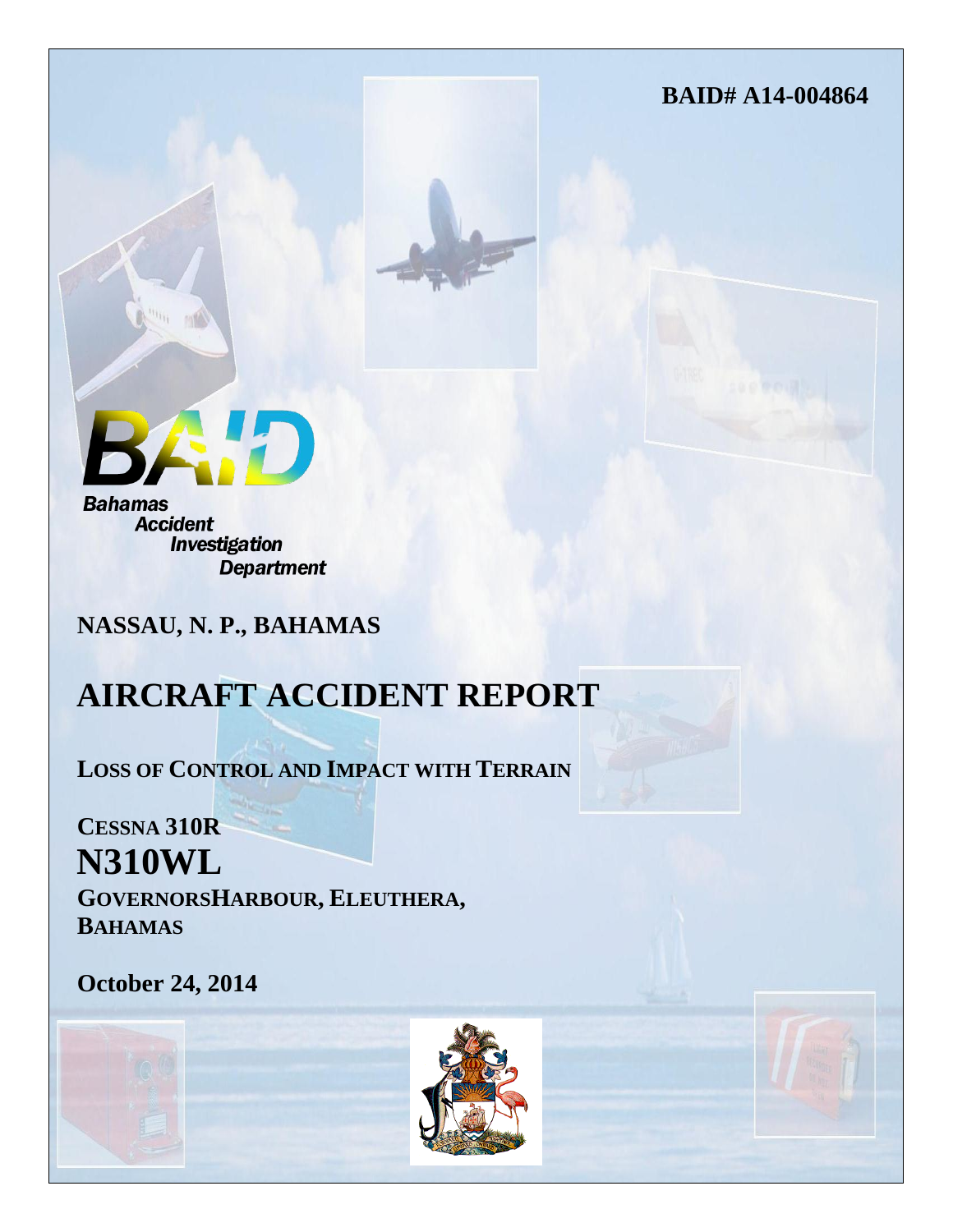**BAID# A14-004864**

BAID

Bahamas Accident Investigation Department

**NASSAU, N. P., BAHAMAS**

# AIRCRAFT ACCIDENT REPORT

**LOSS OF CONTROL AND IMPACT WITH TERRAIN**

**CESSNA 310R**

**N310WL**

**GOVERNORSHARBOUR, ELEUTHERA, BAHAMAS**

**October 24, 2014**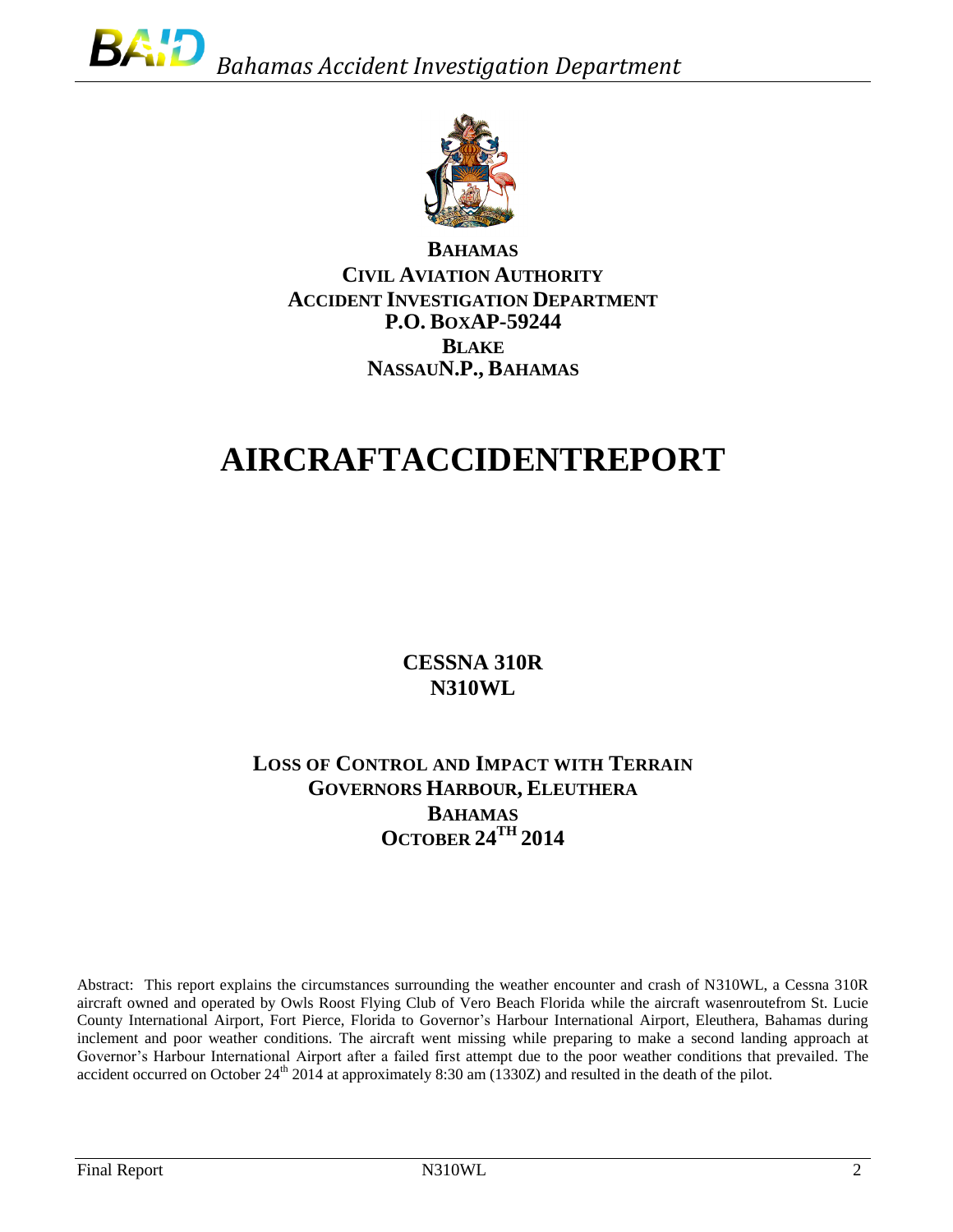**BAHAMAS**
**CIVIL AVIATION AUTHORITY**
**ACCIDENT INVESTIGATION DEPARTMENT**
**P.O. BOXAP-59244**
**BLAKE**
**NASSAUN.P., BAHAMAS**

# AIRCRAFTACCIDENTREPORT

**CESSNA 310R**
**N310WL**

**LOSS OF CONTROL AND IMPACT WITH TERRAIN**
**GOVERNORS HARBOUR, ELEUTHERA**
**BAHAMAS**
**OCTOBER 24TH 2014**

Abstract: This report explains the circumstances surrounding the weather encounter and crash of N310WL, a Cessna 310R aircraft owned and operated by Owls Roost Flying Club of Vero Beach Florida while the aircraft wasenroutefrom St. Lucie County International Airport, Fort Pierce, Florida to Governor's Harbour International Airport, Eleuthera, Bahamas during inclement and poor weather conditions. The aircraft went missing while preparing to make a second landing approach at Governor's Harbour International Airport after a failed first attempt due to the poor weather conditions that prevailed. The accident occurred on October 24th 2014 at approximately 8:30 am (1330Z) and resulted in the death of the pilot.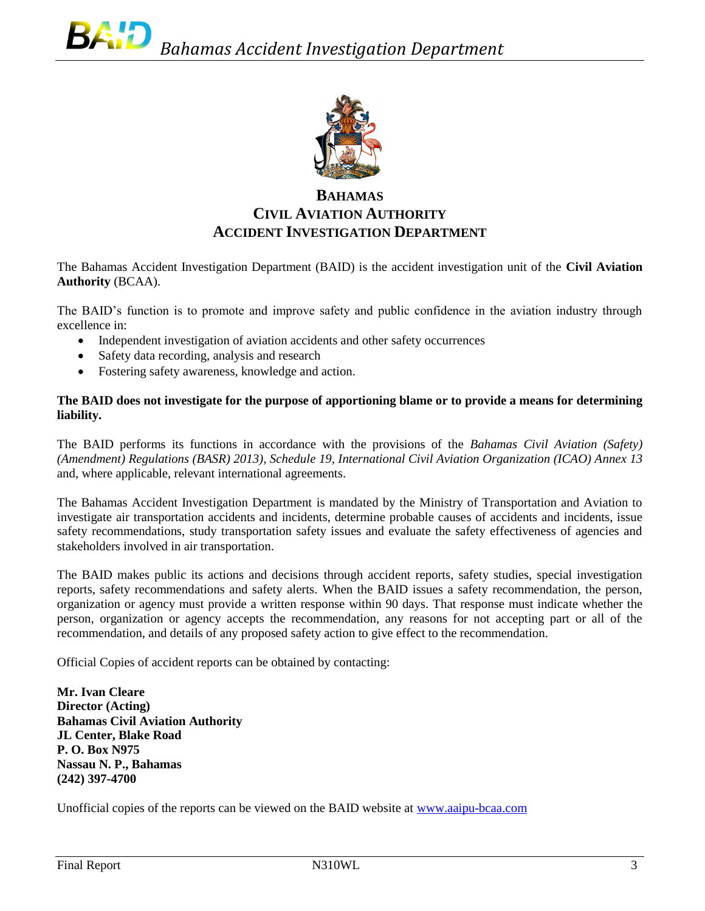# BAHAMAS CIVIL AVIATION AUTHORITY ACCIDENT INVESTIGATION DEPARTMENT

The Bahamas Accident Investigation Department (BAID) is the accident investigation unit of the **Civil Aviation Authority** (BCAA).

The BAID's function is to promote and improve safety and public confidence in the aviation industry through excellence in:

- Independent investigation of aviation accidents and other safety occurrences
- Safety data recording, analysis and research
- Fostering safety awareness, knowledge and action.

**The BAID does not investigate for the purpose of apportioning blame or to provide a means for determining liability.**

The BAID performs its functions in accordance with the provisions of the *Bahamas Civil Aviation (Safety) (Amendment) Regulations (BASR) 2013), Schedule 19, International Civil Aviation Organization (ICAO) Annex 13* and, where applicable, relevant international agreements.

The Bahamas Accident Investigation Department is mandated by the Ministry of Transportation and Aviation to investigate air transportation accidents and incidents, determine probable causes of accidents and incidents, issue safety recommendations, study transportation safety issues and evaluate the safety effectiveness of agencies and stakeholders involved in air transportation.

The BAID makes public its actions and decisions through accident reports, safety studies, special investigation reports, safety recommendations and safety alerts. When the BAID issues a safety recommendation, the person, organization or agency must provide a written response within 90 days. That response must indicate whether the person, organization or agency accepts the recommendation, any reasons for not accepting part or all of the recommendation, and details of any proposed safety action to give effect to the recommendation.

Official Copies of accident reports can be obtained by contacting:

**Mr. Ivan Cleare**
**Director (Acting)**
**Bahamas Civil Aviation Authority**
**JL Center, Blake Road**
**P. O. Box N975**
**Nassau N. P., Bahamas**
**(242) 397-4700**

Unofficial copies of the reports can be viewed on the BAID website at [www.aaipu-bcaa.com](www.aaipu-bcaa.com)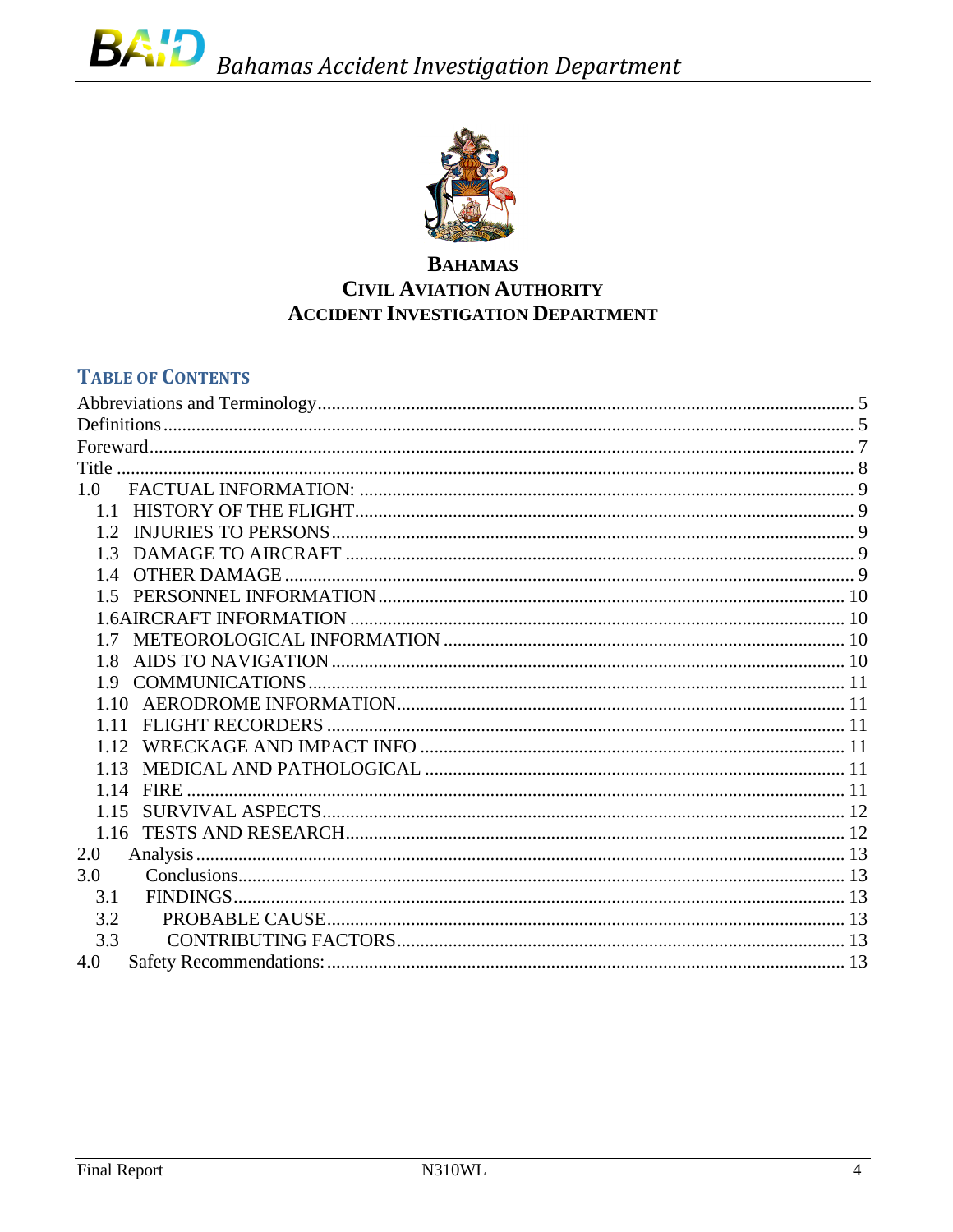# BAHAMAS
# CIVIL AVIATION AUTHORITY
# ACCIDENT INVESTIGATION DEPARTMENT

## TABLE OF CONTENTS

Abbreviations and Terminology ........ 5
Definitions ........ 5
Foreward ........ 7
Title ........ 8
1.0 FACTUAL INFORMATION: ........ 9
  1.1 HISTORY OF THE FLIGHT ........ 9
  1.2 INJURIES TO PERSONS ........ 9
  1.3 DAMAGE TO AIRCRAFT ........ 9
  1.4 OTHER DAMAGE ........ 9
  1.5 PERSONNEL INFORMATION ........ 10
  1.6AIRCRAFT INFORMATION ........ 10
  1.7 METEOROLOGICAL INFORMATION ........ 10
  1.8 AIDS TO NAVIGATION ........ 10
  1.9 COMMUNICATIONS ........ 11
  1.10 AERODROME INFORMATION ........ 11
  1.11 FLIGHT RECORDERS ........ 11
  1.12 WRECKAGE AND IMPACT INFO ........ 11
  1.13 MEDICAL AND PATHOLOGICAL ........ 11
  1.14 FIRE ........ 11
  1.15 SURVIVAL ASPECTS ........ 12
  1.16 TESTS AND RESEARCH ........ 12
2.0 Analysis ........ 13
3.0 Conclusions ........ 13
  3.1 FINDINGS ........ 13
  3.2 PROBABLE CAUSE ........ 13
  3.3 CONTRIBUTING FACTORS ........ 13
4.0 Safety Recommendations: ........ 13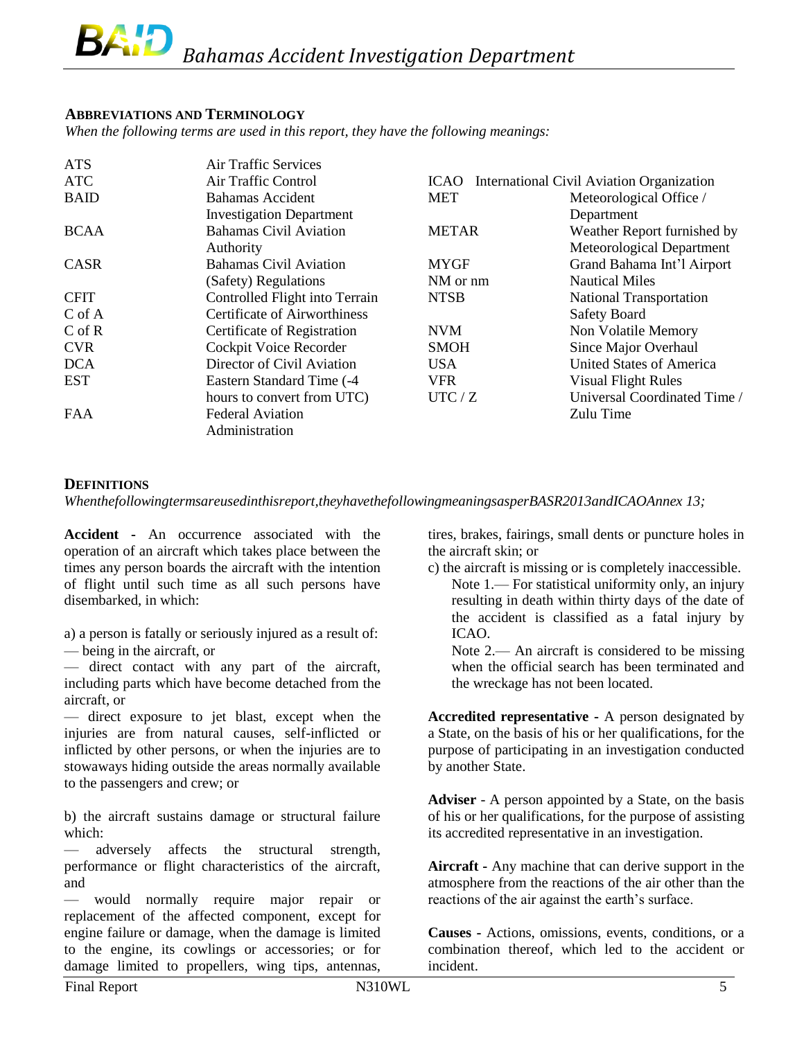## ABBREVIATIONS AND TERMINOLOGY

*When the following terms are used in this report, they have the following meanings:*

| Abbreviation | Meaning |
|---|---|
| ATS | Air Traffic Services |
| ATC | Air Traffic Control |
| BAID | Bahamas Accident Investigation Department |
| BCAA | Bahamas Civil Aviation Authority |
| CASR | Bahamas Civil Aviation (Safety) Regulations |
| CFIT | Controlled Flight into Terrain |
| C of A | Certificate of Airworthiness |
| C of R | Certificate of Registration |
| CVR | Cockpit Voice Recorder |
| DCA | Director of Civil Aviation |
| EST | Eastern Standard Time (-4 hours to convert from UTC) |
| FAA | Federal Aviation Administration |
| ICAO | International Civil Aviation Organization |
| MET | Meteorological Office / Department |
| METAR | Weather Report furnished by Meteorological Department |
| MYGF | Grand Bahama Int'l Airport |
| NM or nm | Nautical Miles |
| NTSB | National Transportation Safety Board |
| NVM | Non Volatile Memory |
| SMOH | Since Major Overhaul |
| USA | United States of America |
| VFR | Visual Flight Rules |
| UTC / Z | Universal Coordinated Time / Zulu Time |

## DEFINITIONS

*Whenthefollowingtermsareusedinthisreport,theyhavethefollowingmeaningsasperBASR2013andICAOAnnex 13;*

**Accident -** An occurrence associated with the operation of an aircraft which takes place between the times any person boards the aircraft with the intention of flight until such time as all such persons have disembarked, in which:

a) a person is fatally or seriously injured as a result of:
— being in the aircraft, or
— direct contact with any part of the aircraft, including parts which have become detached from the aircraft, or
— direct exposure to jet blast, except when the injuries are from natural causes, self-inflicted or inflicted by other persons, or when the injuries are to stowaways hiding outside the areas normally available to the passengers and crew; or

b) the aircraft sustains damage or structural failure which:
— adversely affects the structural strength, performance or flight characteristics of the aircraft, and
— would normally require major repair or replacement of the affected component, except for engine failure or damage, when the damage is limited to the engine, its cowlings or accessories; or for damage limited to propellers, wing tips, antennas, tires, brakes, fairings, small dents or puncture holes in the aircraft skin; or

c) the aircraft is missing or is completely inaccessible.

Note 1.— For statistical uniformity only, an injury resulting in death within thirty days of the date of the accident is classified as a fatal injury by ICAO.

Note 2.— An aircraft is considered to be missing when the official search has been terminated and the wreckage has not been located.

**Accredited representative -** A person designated by a State, on the basis of his or her qualifications, for the purpose of participating in an investigation conducted by another State.

**Adviser** - A person appointed by a State, on the basis of his or her qualifications, for the purpose of assisting its accredited representative in an investigation.

**Aircraft -** Any machine that can derive support in the atmosphere from the reactions of the air other than the reactions of the air against the earth's surface.

**Causes -** Actions, omissions, events, conditions, or a combination thereof, which led to the accident or incident.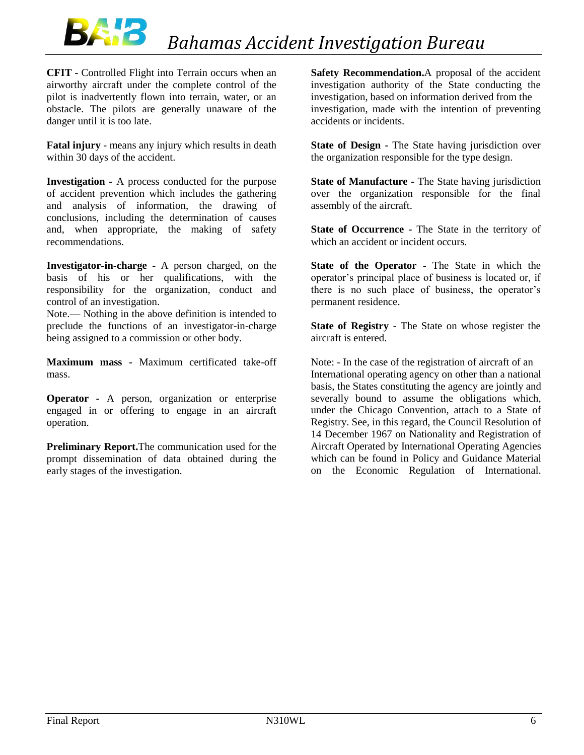**CFIT** - Controlled Flight into Terrain occurs when an airworthy aircraft under the complete control of the pilot is inadvertently flown into terrain, water, or an obstacle. The pilots are generally unaware of the danger until it is too late.

**Fatal injury** - means any injury which results in death within 30 days of the accident.

**Investigation** - A process conducted for the purpose of accident prevention which includes the gathering and analysis of information, the drawing of conclusions, including the determination of causes and, when appropriate, the making of safety recommendations.

**Investigator-in-charge** - A person charged, on the basis of his or her qualifications, with the responsibility for the organization, conduct and control of an investigation.

Note.— Nothing in the above definition is intended to preclude the functions of an investigator-in-charge being assigned to a commission or other body.

**Maximum mass** - Maximum certificated take-off mass.

**Operator** - A person, organization or enterprise engaged in or offering to engage in an aircraft operation.

**Preliminary Report.**The communication used for the prompt dissemination of data obtained during the early stages of the investigation.

**Safety Recommendation.**A proposal of the accident investigation authority of the State conducting the investigation, based on information derived from the investigation, made with the intention of preventing accidents or incidents.

**State of Design** - The State having jurisdiction over the organization responsible for the type design.

**State of Manufacture** - The State having jurisdiction over the organization responsible for the final assembly of the aircraft.

**State of Occurrence** - The State in the territory of which an accident or incident occurs.

**State of the Operator** - The State in which the operator's principal place of business is located or, if there is no such place of business, the operator's permanent residence.

**State of Registry** - The State on whose register the aircraft is entered.

Note: - In the case of the registration of aircraft of an International operating agency on other than a national basis, the States constituting the agency are jointly and severally bound to assume the obligations which, under the Chicago Convention, attach to a State of Registry. See, in this regard, the Council Resolution of 14 December 1967 on Nationality and Registration of Aircraft Operated by International Operating Agencies which can be found in Policy and Guidance Material on the Economic Regulation of International.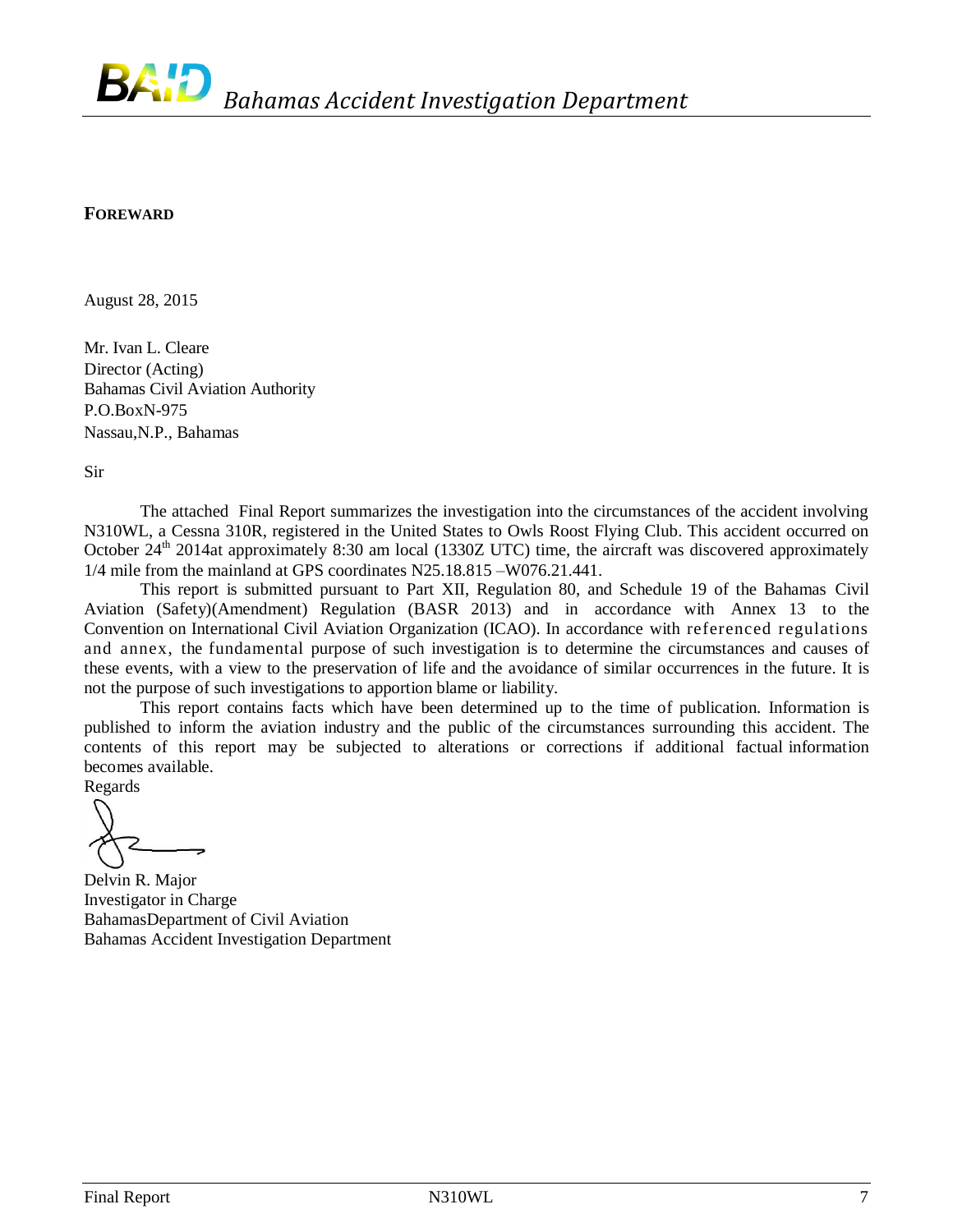**FOREWARD**

August 28, 2015

Mr. Ivan L. Cleare  
Director (Acting)  
Bahamas Civil Aviation Authority  
P.O.BoxN-975  
Nassau,N.P., Bahamas

Sir

The attached Final Report summarizes the investigation into the circumstances of the accident involving N310WL, a Cessna 310R, registered in the United States to Owls Roost Flying Club. This accident occurred on October 24th 2014at approximately 8:30 am local (1330Z UTC) time, the aircraft was discovered approximately 1/4 mile from the mainland at GPS coordinates N25.18.815 –W076.21.441.

This report is submitted pursuant to Part XII, Regulation 80, and Schedule 19 of the Bahamas Civil Aviation (Safety)(Amendment) Regulation (BASR 2013) and in accordance with Annex 13 to the Convention on International Civil Aviation Organization (ICAO). In accordance with referenced regulations and annex, the fundamental purpose of such investigation is to determine the circumstances and causes of these events, with a view to the preservation of life and the avoidance of similar occurrences in the future. It is not the purpose of such investigations to apportion blame or liability.

This report contains facts which have been determined up to the time of publication. Information is published to inform the aviation industry and the public of the circumstances surrounding this accident. The contents of this report may be subjected to alterations or corrections if additional factual information becomes available.

Regards

Delvin R. Major  
Investigator in Charge  
BahamasDepartment of Civil Aviation  
Bahamas Accident Investigation Department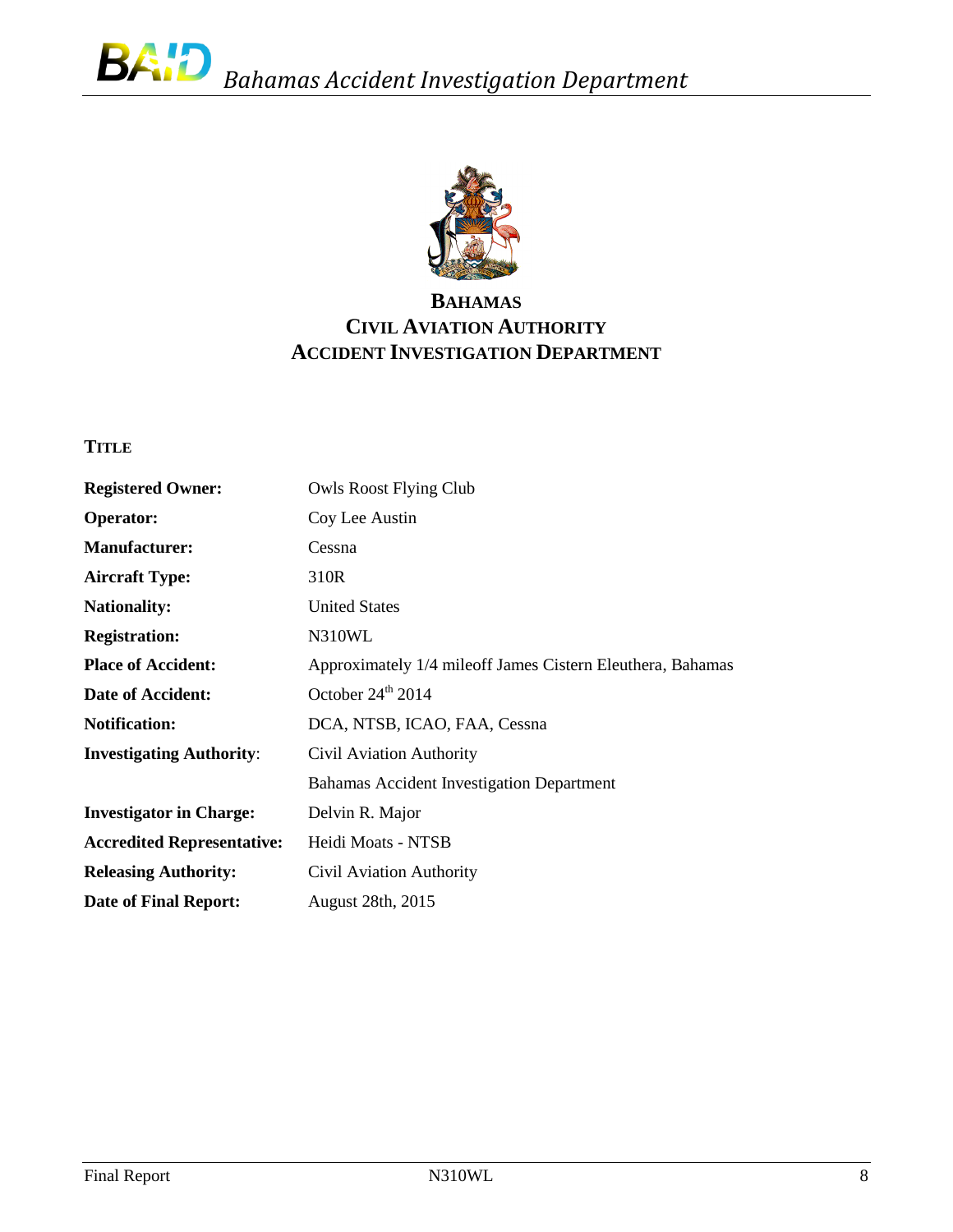# BAHAMAS
# CIVIL AVIATION AUTHORITY
# ACCIDENT INVESTIGATION DEPARTMENT

**TITLE**

| | |
|---|---|
| **Registered Owner:** | Owls Roost Flying Club |
| **Operator:** | Coy Lee Austin |
| **Manufacturer:** | Cessna |
| **Aircraft Type:** | 310R |
| **Nationality:** | United States |
| **Registration:** | N310WL |
| **Place of Accident:** | Approximately 1/4 mileoff James Cistern Eleuthera, Bahamas |
| **Date of Accident:** | October 24th 2014 |
| **Notification:** | DCA, NTSB, ICAO, FAA, Cessna |
| **Investigating Authority:** | Civil Aviation Authority |
| | Bahamas Accident Investigation Department |
| **Investigator in Charge:** | Delvin R. Major |
| **Accredited Representative:** | Heidi Moats - NTSB |
| **Releasing Authority:** | Civil Aviation Authority |
| **Date of Final Report:** | August 28th, 2015 |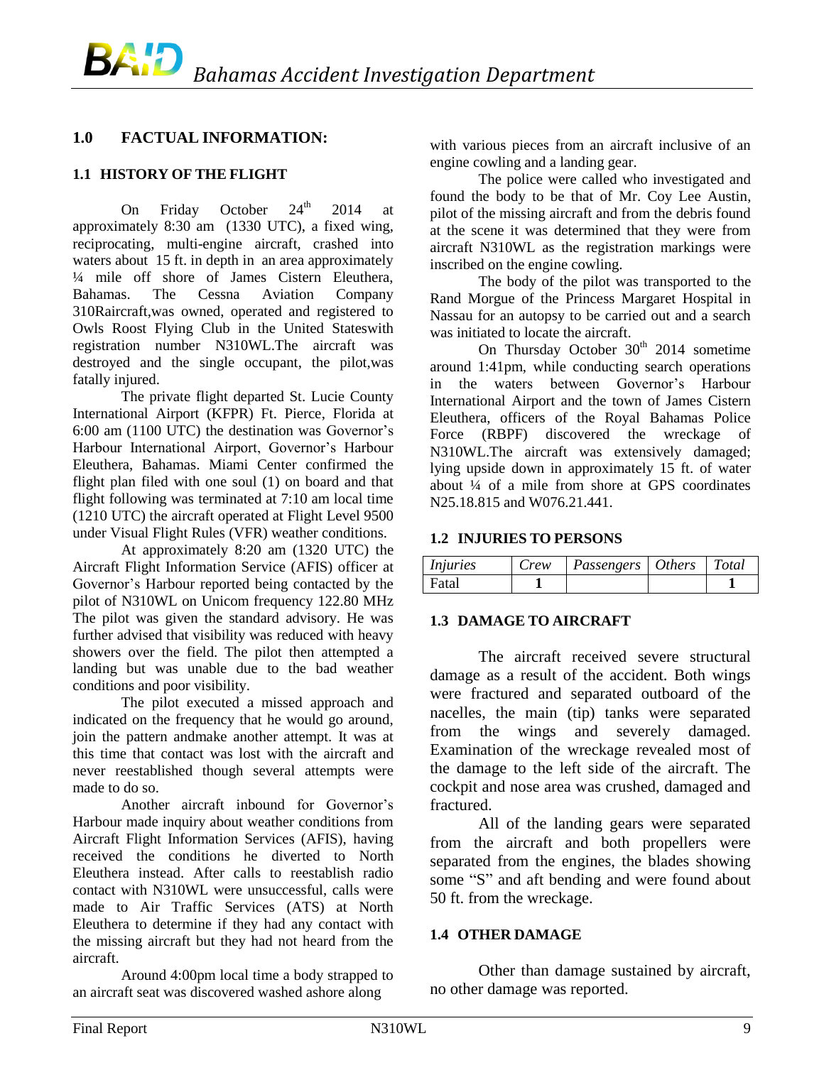## 1.0 FACTUAL INFORMATION:

### 1.1 HISTORY OF THE FLIGHT

On Friday October 24th 2014 at approximately 8:30 am (1330 UTC), a fixed wing, reciprocating, multi-engine aircraft, crashed into waters about 15 ft. in depth in an area approximately ¼ mile off shore of James Cistern Eleuthera, Bahamas. The Cessna Aviation Company 310Raircraft,was owned, operated and registered to Owls Roost Flying Club in the United Stateswith registration number N310WL.The aircraft was destroyed and the single occupant, the pilot,was fatally injured.

The private flight departed St. Lucie County International Airport (KFPR) Ft. Pierce, Florida at 6:00 am (1100 UTC) the destination was Governor's Harbour International Airport, Governor's Harbour Eleuthera, Bahamas. Miami Center confirmed the flight plan filed with one soul (1) on board and that flight following was terminated at 7:10 am local time (1210 UTC) the aircraft operated at Flight Level 9500 under Visual Flight Rules (VFR) weather conditions.

At approximately 8:20 am (1320 UTC) the Aircraft Flight Information Service (AFIS) officer at Governor's Harbour reported being contacted by the pilot of N310WL on Unicom frequency 122.80 MHz The pilot was given the standard advisory. He was further advised that visibility was reduced with heavy showers over the field. The pilot then attempted a landing but was unable due to the bad weather conditions and poor visibility.

The pilot executed a missed approach and indicated on the frequency that he would go around, join the pattern andmake another attempt. It was at this time that contact was lost with the aircraft and never reestablished though several attempts were made to do so.

Another aircraft inbound for Governor's Harbour made inquiry about weather conditions from Aircraft Flight Information Services (AFIS), having received the conditions he diverted to North Eleuthera instead. After calls to reestablish radio contact with N310WL were unsuccessful, calls were made to Air Traffic Services (ATS) at North Eleuthera to determine if they had any contact with the missing aircraft but they had not heard from the aircraft.

Around 4:00pm local time a body strapped to an aircraft seat was discovered washed ashore along with various pieces from an aircraft inclusive of an engine cowling and a landing gear.

The police were called who investigated and found the body to be that of Mr. Coy Lee Austin, pilot of the missing aircraft and from the debris found at the scene it was determined that they were from aircraft N310WL as the registration markings were inscribed on the engine cowling.

The body of the pilot was transported to the Rand Morgue of the Princess Margaret Hospital in Nassau for an autopsy to be carried out and a search was initiated to locate the aircraft.

On Thursday October 30th 2014 sometime around 1:41pm, while conducting search operations in the waters between Governor's Harbour International Airport and the town of James Cistern Eleuthera, officers of the Royal Bahamas Police Force (RBPF) discovered the wreckage of N310WL.The aircraft was extensively damaged; lying upside down in approximately 15 ft. of water about ¼ of a mile from shore at GPS coordinates N25.18.815 and W076.21.441.

### 1.2 INJURIES TO PERSONS

| *Injuries* | *Crew* | *Passengers* | *Others* | *Total* |
|---|---|---|---|---|
| Fatal | **1** | | | **1** |

### 1.3 DAMAGE TO AIRCRAFT

The aircraft received severe structural damage as a result of the accident. Both wings were fractured and separated outboard of the nacelles, the main (tip) tanks were separated from the wings and severely damaged. Examination of the wreckage revealed most of the damage to the left side of the aircraft. The cockpit and nose area was crushed, damaged and fractured.

All of the landing gears were separated from the aircraft and both propellers were separated from the engines, the blades showing some "S" and aft bending and were found about 50 ft. from the wreckage.

### 1.4 OTHER DAMAGE

Other than damage sustained by aircraft, no other damage was reported.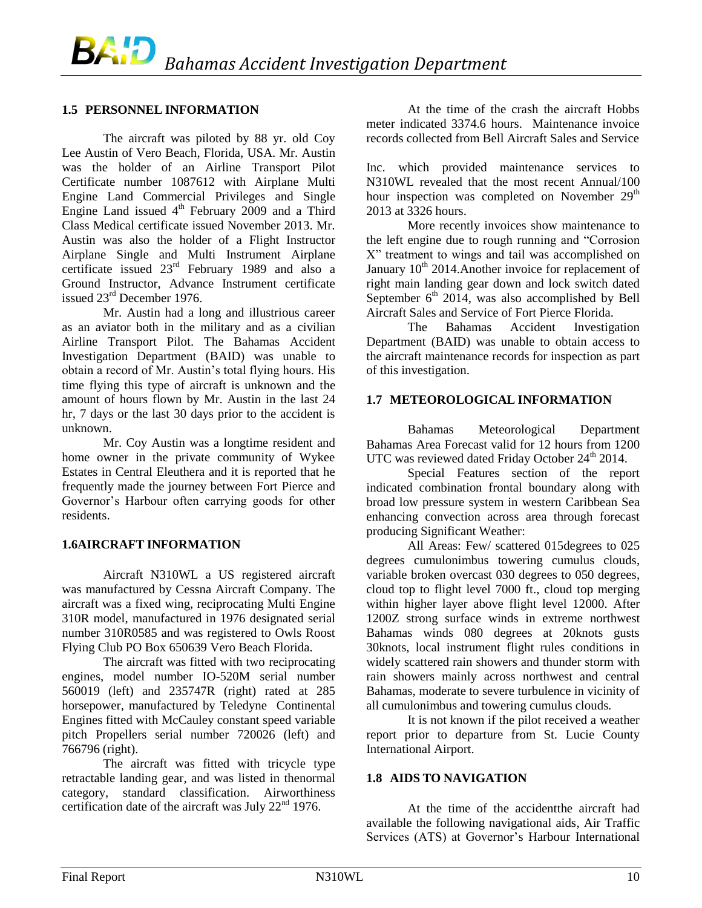## 1.5 PERSONNEL INFORMATION

The aircraft was piloted by 88 yr. old Coy Lee Austin of Vero Beach, Florida, USA. Mr. Austin was the holder of an Airline Transport Pilot Certificate number 1087612 with Airplane Multi Engine Land Commercial Privileges and Single Engine Land issued 4th February 2009 and a Third Class Medical certificate issued November 2013. Mr. Austin was also the holder of a Flight Instructor Airplane Single and Multi Instrument Airplane certificate issued 23rd February 1989 and also a Ground Instructor, Advance Instrument certificate issued 23rd December 1976.

Mr. Austin had a long and illustrious career as an aviator both in the military and as a civilian Airline Transport Pilot. The Bahamas Accident Investigation Department (BAID) was unable to obtain a record of Mr. Austin's total flying hours. His time flying this type of aircraft is unknown and the amount of hours flown by Mr. Austin in the last 24 hr, 7 days or the last 30 days prior to the accident is unknown.

Mr. Coy Austin was a longtime resident and home owner in the private community of Wykee Estates in Central Eleuthera and it is reported that he frequently made the journey between Fort Pierce and Governor's Harbour often carrying goods for other residents.

## 1.6AIRCRAFT INFORMATION

Aircraft N310WL a US registered aircraft was manufactured by Cessna Aircraft Company. The aircraft was a fixed wing, reciprocating Multi Engine 310R model, manufactured in 1976 designated serial number 310R0585 and was registered to Owls Roost Flying Club PO Box 650639 Vero Beach Florida.

The aircraft was fitted with two reciprocating engines, model number IO-520M serial number 560019 (left) and 235747R (right) rated at 285 horsepower, manufactured by Teledyne Continental Engines fitted with McCauley constant speed variable pitch Propellers serial number 720026 (left) and 766796 (right).

The aircraft was fitted with tricycle type retractable landing gear, and was listed in thenormal category, standard classification. Airworthiness certification date of the aircraft was July 22nd 1976.

At the time of the crash the aircraft Hobbs meter indicated 3374.6 hours. Maintenance invoice records collected from Bell Aircraft Sales and Service Inc. which provided maintenance services to N310WL revealed that the most recent Annual/100 hour inspection was completed on November 29th 2013 at 3326 hours.

More recently invoices show maintenance to the left engine due to rough running and "Corrosion X" treatment to wings and tail was accomplished on January 10th 2014.Another invoice for replacement of right main landing gear down and lock switch dated September 6th 2014, was also accomplished by Bell Aircraft Sales and Service of Fort Pierce Florida.

The Bahamas Accident Investigation Department (BAID) was unable to obtain access to the aircraft maintenance records for inspection as part of this investigation.

## 1.7 METEOROLOGICAL INFORMATION

Bahamas Meteorological Department Bahamas Area Forecast valid for 12 hours from 1200 UTC was reviewed dated Friday October 24th 2014.

Special Features section of the report indicated combination frontal boundary along with broad low pressure system in western Caribbean Sea enhancing convection across area through forecast producing Significant Weather:

All Areas: Few/ scattered 015degrees to 025 degrees cumulonimbus towering cumulus clouds, variable broken overcast 030 degrees to 050 degrees, cloud top to flight level 7000 ft., cloud top merging within higher layer above flight level 12000. After 1200Z strong surface winds in extreme northwest Bahamas winds 080 degrees at 20knots gusts 30knots, local instrument flight rules conditions in widely scattered rain showers and thunder storm with rain showers mainly across northwest and central Bahamas, moderate to severe turbulence in vicinity of all cumulonimbus and towering cumulus clouds.

It is not known if the pilot received a weather report prior to departure from St. Lucie County International Airport.

## 1.8 AIDS TO NAVIGATION

At the time of the accidentthe aircraft had available the following navigational aids, Air Traffic Services (ATS) at Governor's Harbour International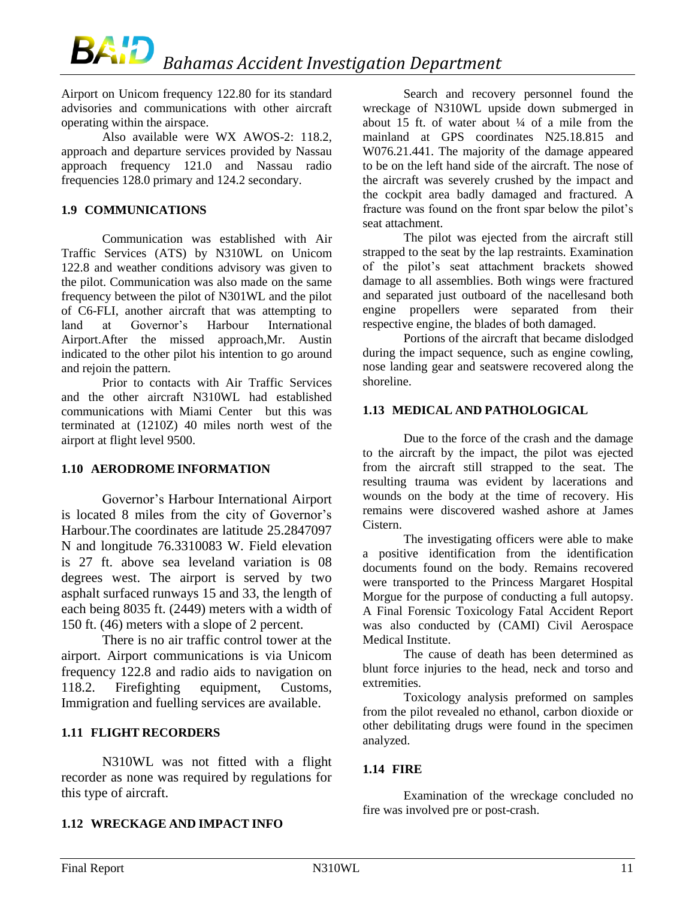Airport on Unicom frequency 122.80 for its standard advisories and communications with other aircraft operating within the airspace.

Also available were WX AWOS-2: 118.2, approach and departure services provided by Nassau approach frequency 121.0 and Nassau radio frequencies 128.0 primary and 124.2 secondary.

### 1.9 COMMUNICATIONS

Communication was established with Air Traffic Services (ATS) by N310WL on Unicom 122.8 and weather conditions advisory was given to the pilot. Communication was also made on the same frequency between the pilot of N301WL and the pilot of C6-FLI, another aircraft that was attempting to land at Governor's Harbour International Airport.After the missed approach,Mr. Austin indicated to the other pilot his intention to go around and rejoin the pattern.

Prior to contacts with Air Traffic Services and the other aircraft N310WL had established communications with Miami Center but this was terminated at (1210Z) 40 miles north west of the airport at flight level 9500.

### 1.10 AERODROME INFORMATION

Governor's Harbour International Airport is located 8 miles from the city of Governor's Harbour.The coordinates are latitude 25.2847097 N and longitude 76.3310083 W. Field elevation is 27 ft. above sea leveland variation is 08 degrees west. The airport is served by two asphalt surfaced runways 15 and 33, the length of each being 8035 ft. (2449) meters with a width of 150 ft. (46) meters with a slope of 2 percent.

There is no air traffic control tower at the airport. Airport communications is via Unicom frequency 122.8 and radio aids to navigation on 118.2. Firefighting equipment, Customs, Immigration and fuelling services are available.

### 1.11 FLIGHT RECORDERS

N310WL was not fitted with a flight recorder as none was required by regulations for this type of aircraft.

### 1.12 WRECKAGE AND IMPACT INFO

Search and recovery personnel found the wreckage of N310WL upside down submerged in about 15 ft. of water about ¼ of a mile from the mainland at GPS coordinates N25.18.815 and W076.21.441. The majority of the damage appeared to be on the left hand side of the aircraft. The nose of the aircraft was severely crushed by the impact and the cockpit area badly damaged and fractured. A fracture was found on the front spar below the pilot's seat attachment.

The pilot was ejected from the aircraft still strapped to the seat by the lap restraints. Examination of the pilot's seat attachment brackets showed damage to all assemblies. Both wings were fractured and separated just outboard of the nacellesand both engine propellers were separated from their respective engine, the blades of both damaged.

Portions of the aircraft that became dislodged during the impact sequence, such as engine cowling, nose landing gear and seatswere recovered along the shoreline.

### 1.13 MEDICAL AND PATHOLOGICAL

Due to the force of the crash and the damage to the aircraft by the impact, the pilot was ejected from the aircraft still strapped to the seat. The resulting trauma was evident by lacerations and wounds on the body at the time of recovery. His remains were discovered washed ashore at James Cistern.

The investigating officers were able to make a positive identification from the identification documents found on the body. Remains recovered were transported to the Princess Margaret Hospital Morgue for the purpose of conducting a full autopsy. A Final Forensic Toxicology Fatal Accident Report was also conducted by (CAMI) Civil Aerospace Medical Institute.

The cause of death has been determined as blunt force injuries to the head, neck and torso and extremities.

Toxicology analysis preformed on samples from the pilot revealed no ethanol, carbon dioxide or other debilitating drugs were found in the specimen analyzed.

### 1.14 FIRE

Examination of the wreckage concluded no fire was involved pre or post-crash.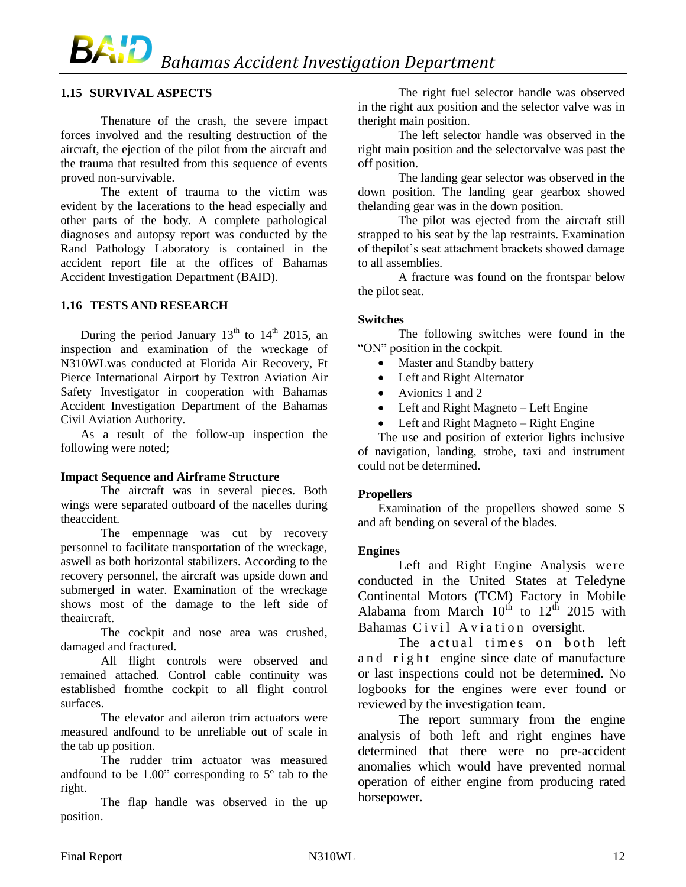## 1.15 SURVIVAL ASPECTS

Thenature of the crash, the severe impact forces involved and the resulting destruction of the aircraft, the ejection of the pilot from the aircraft and the trauma that resulted from this sequence of events proved non-survivable.

The extent of trauma to the victim was evident by the lacerations to the head especially and other parts of the body. A complete pathological diagnoses and autopsy report was conducted by the Rand Pathology Laboratory is contained in the accident report file at the offices of Bahamas Accident Investigation Department (BAID).

## 1.16 TESTS AND RESEARCH

During the period January 13th to 14th 2015, an inspection and examination of the wreckage of N310WLwas conducted at Florida Air Recovery, Ft Pierce International Airport by Textron Aviation Air Safety Investigator in cooperation with Bahamas Accident Investigation Department of the Bahamas Civil Aviation Authority.

As a result of the follow-up inspection the following were noted;

**Impact Sequence and Airframe Structure**

The aircraft was in several pieces. Both wings were separated outboard of the nacelles during theaccident.

The empennage was cut by recovery personnel to facilitate transportation of the wreckage, aswell as both horizontal stabilizers. According to the recovery personnel, the aircraft was upside down and submerged in water. Examination of the wreckage shows most of the damage to the left side of theaircraft.

The cockpit and nose area was crushed, damaged and fractured.

All flight controls were observed and remained attached. Control cable continuity was established fromthe cockpit to all flight control surfaces.

The elevator and aileron trim actuators were measured andfound to be unreliable out of scale in the tab up position.

The rudder trim actuator was measured andfound to be 1.00" corresponding to 5º tab to the right.

The flap handle was observed in the up position.

The right fuel selector handle was observed in the right aux position and the selector valve was in theright main position.

The left selector handle was observed in the right main position and the selectorvalve was past the off position.

The landing gear selector was observed in the down position. The landing gear gearbox showed thelanding gear was in the down position.

The pilot was ejected from the aircraft still strapped to his seat by the lap restraints. Examination of thepilot's seat attachment brackets showed damage to all assemblies.

A fracture was found on the frontspar below the pilot seat.

**Switches**

The following switches were found in the "ON" position in the cockpit.

- Master and Standby battery
- Left and Right Alternator
- Avionics 1 and 2
- Left and Right Magneto – Left Engine
- Left and Right Magneto – Right Engine

The use and position of exterior lights inclusive of navigation, landing, strobe, taxi and instrument could not be determined.

**Propellers**

Examination of the propellers showed some S and aft bending on several of the blades.

**Engines**

Left and Right Engine Analysis were conducted in the United States at Teledyne Continental Motors (TCM) Factory in Mobile Alabama from March 10th to 12th 2015 with Bahamas Civil Aviation oversight.

The actual times on both left and right engine since date of manufacture or last inspections could not be determined. No logbooks for the engines were ever found or reviewed by the investigation team.

The report summary from the engine analysis of both left and right engines have determined that there were no pre-accident anomalies which would have prevented normal operation of either engine from producing rated horsepower.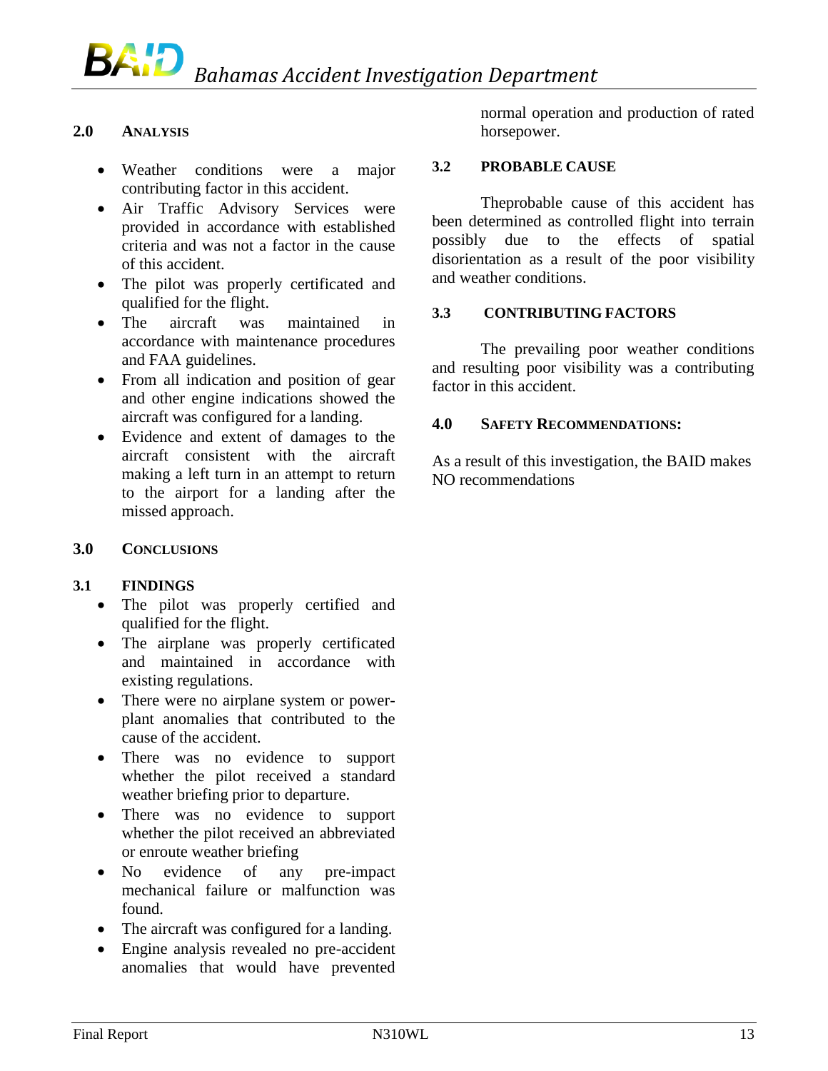## 2.0 ANALYSIS

- Weather conditions were a major contributing factor in this accident.
- Air Traffic Advisory Services were provided in accordance with established criteria and was not a factor in the cause of this accident.
- The pilot was properly certificated and qualified for the flight.
- The aircraft was maintained in accordance with maintenance procedures and FAA guidelines.
- From all indication and position of gear and other engine indications showed the aircraft was configured for a landing.
- Evidence and extent of damages to the aircraft consistent with the aircraft making a left turn in an attempt to return to the airport for a landing after the missed approach.

## 3.0 CONCLUSIONS

### 3.1 FINDINGS

- The pilot was properly certified and qualified for the flight.
- The airplane was properly certificated and maintained in accordance with existing regulations.
- There were no airplane system or power-plant anomalies that contributed to the cause of the accident.
- There was no evidence to support whether the pilot received a standard weather briefing prior to departure.
- There was no evidence to support whether the pilot received an abbreviated or enroute weather briefing
- No evidence of any pre-impact mechanical failure or malfunction was found.
- The aircraft was configured for a landing.
- Engine analysis revealed no pre-accident anomalies that would have prevented normal operation and production of rated horsepower.

### 3.2 PROBABLE CAUSE

Theprobable cause of this accident has been determined as controlled flight into terrain possibly due to the effects of spatial disorientation as a result of the poor visibility and weather conditions.

### 3.3 CONTRIBUTING FACTORS

The prevailing poor weather conditions and resulting poor visibility was a contributing factor in this accident.

## 4.0 SAFETY RECOMMENDATIONS:

As a result of this investigation, the BAID makes NO recommendations